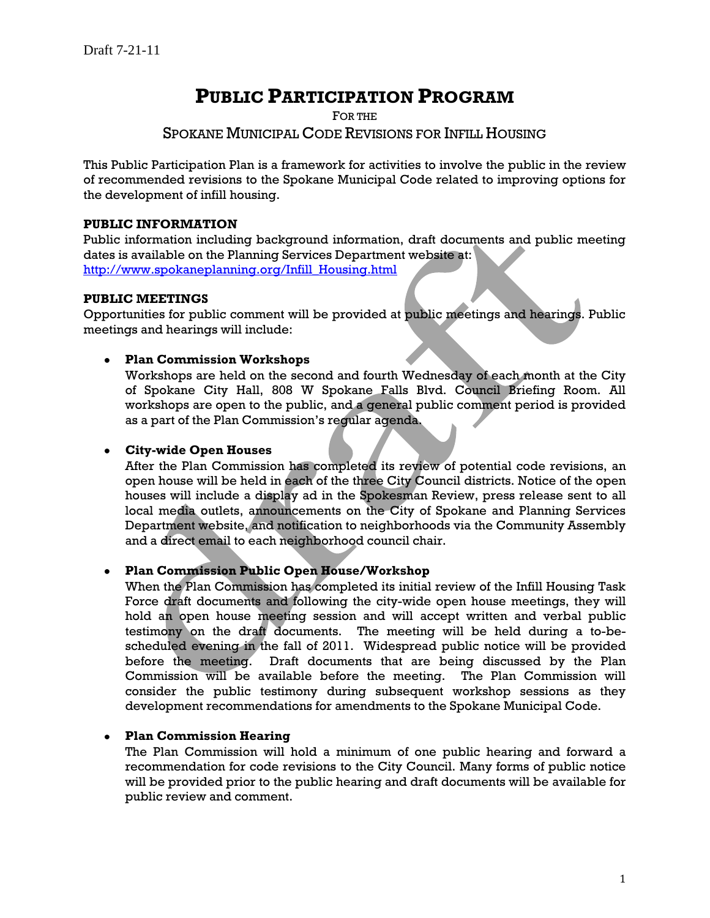Draft 7-21-11

# PUBLIC PARTICIPATION PROGRAM

FOR THE

SPOKANE MUNICIPAL CODE REVISIONS FOR INFILL HOUSING

This Public Participation Plan is a framework for activities to involve the public in the review of recommended revisions to the Spokane Municipal Code related to improving options for the development of infill housing.

## PUBLIC INFORMATION

Public information including background information, draft documents and public meeting dates is available on the Planning Services Department website at:
http://www.spokaneplanning.org/Infill_Housing.html

## PUBLIC MEETINGS

Opportunities for public comment will be provided at public meetings and hearings. Public meetings and hearings will include:

- **Plan Commission Workshops**
  Workshops are held on the second and fourth Wednesday of each month at the City of Spokane City Hall, 808 W Spokane Falls Blvd. Council Briefing Room. All workshops are open to the public, and a general public comment period is provided as a part of the Plan Commission's regular agenda.

- **City-wide Open Houses**
  After the Plan Commission has completed its review of potential code revisions, an open house will be held in each of the three City Council districts. Notice of the open houses will include a display ad in the Spokesman Review, press release sent to all local media outlets, announcements on the City of Spokane and Planning Services Department website, and notification to neighborhoods via the Community Assembly and a direct email to each neighborhood council chair.

- **Plan Commission Public Open House/Workshop**
  When the Plan Commission has completed its initial review of the Infill Housing Task Force draft documents and following the city-wide open house meetings, they will hold an open house meeting session and will accept written and verbal public testimony on the draft documents. The meeting will be held during a to-be-scheduled evening in the fall of 2011. Widespread public notice will be provided before the meeting. Draft documents that are being discussed by the Plan Commission will be available before the meeting. The Plan Commission will consider the public testimony during subsequent workshop sessions as they development recommendations for amendments to the Spokane Municipal Code.

- **Plan Commission Hearing**
  The Plan Commission will hold a minimum of one public hearing and forward a recommendation for code revisions to the City Council. Many forms of public notice will be provided prior to the public hearing and draft documents will be available for public review and comment.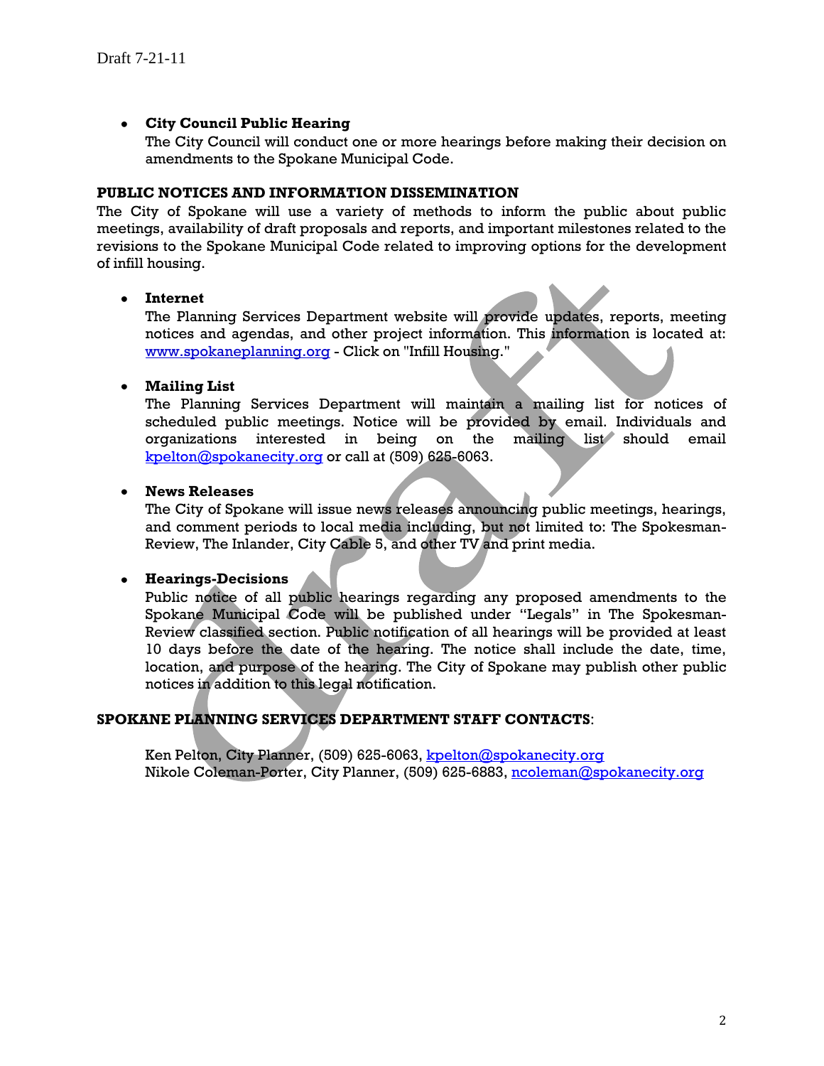- **City Council Public Hearing**
  The City Council will conduct one or more hearings before making their decision on amendments to the Spokane Municipal Code.

## PUBLIC NOTICES AND INFORMATION DISSEMINATION

The City of Spokane will use a variety of methods to inform the public about public meetings, availability of draft proposals and reports, and important milestones related to the revisions to the Spokane Municipal Code related to improving options for the development of infill housing.

- **Internet**
  The Planning Services Department website will provide updates, reports, meeting notices and agendas, and other project information. This information is located at: www.spokaneplanning.org - Click on "Infill Housing."

- **Mailing List**
  The Planning Services Department will maintain a mailing list for notices of scheduled public meetings. Notice will be provided by email. Individuals and organizations interested in being on the mailing list should email kpelton@spokanecity.org or call at (509) 625-6063.

- **News Releases**
  The City of Spokane will issue news releases announcing public meetings, hearings, and comment periods to local media including, but not limited to: The Spokesman-Review, The Inlander, City Cable 5, and other TV and print media.

- **Hearings-Decisions**
  Public notice of all public hearings regarding any proposed amendments to the Spokane Municipal Code will be published under "Legals" in The Spokesman-Review classified section. Public notification of all hearings will be provided at least 10 days before the date of the hearing. The notice shall include the date, time, location, and purpose of the hearing. The City of Spokane may publish other public notices in addition to this legal notification.

## SPOKANE PLANNING SERVICES DEPARTMENT STAFF CONTACTS:

Ken Pelton, City Planner, (509) 625-6063, kpelton@spokanecity.org
Nikole Coleman-Porter, City Planner, (509) 625-6883, ncoleman@spokanecity.org